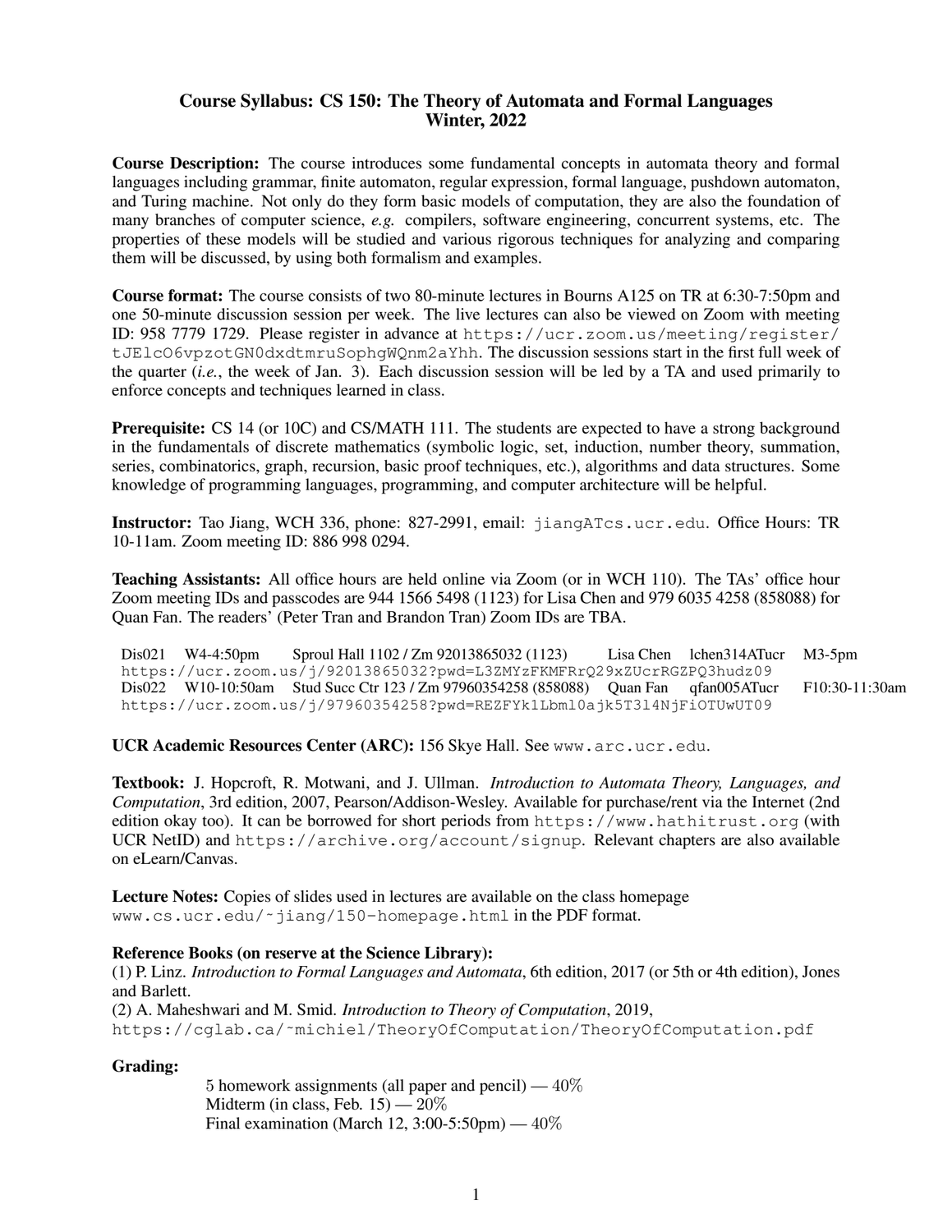# Course Syllabus: CS 150: The Theory of Automata and Formal Languages
## Winter, 2022

**Course Description:** The course introduces some fundamental concepts in automata theory and formal languages including grammar, finite automaton, regular expression, formal language, pushdown automaton, and Turing machine. Not only do they form basic models of computation, they are also the foundation of many branches of computer science, *e.g.* compilers, software engineering, concurrent systems, etc. The properties of these models will be studied and various rigorous techniques for analyzing and comparing them will be discussed, by using both formalism and examples.

**Course format:** The course consists of two 80-minute lectures in Bourns A125 on TR at 6:30-7:50pm and one 50-minute discussion session per week. The live lectures can also be viewed on Zoom with meeting ID: 958 7779 1729. Please register in advance at `https://ucr.zoom.us/meeting/register/tJElcO6vpzotGN0dxdtmruSophgWQnm2aYhh`. The discussion sessions start in the first full week of the quarter (*i.e.*, the week of Jan. 3). Each discussion session will be led by a TA and used primarily to enforce concepts and techniques learned in class.

**Prerequisite:** CS 14 (or 10C) and CS/MATH 111. The students are expected to have a strong background in the fundamentals of discrete mathematics (symbolic logic, set, induction, number theory, summation, series, combinatorics, graph, recursion, basic proof techniques, etc.), algorithms and data structures. Some knowledge of programming languages, programming, and computer architecture will be helpful.

**Instructor:** Tao Jiang, WCH 336, phone: 827-2991, email: `jiangATcs.ucr.edu`. Office Hours: TR 10-11am. Zoom meeting ID: 886 998 0294.

**Teaching Assistants:** All office hours are held online via Zoom (or in WCH 110). The TAs' office hour Zoom meeting IDs and passcodes are 944 1566 5498 (1123) for Lisa Chen and 979 6035 4258 (858088) for Quan Fan. The readers' (Peter Tran and Brandon Tran) Zoom IDs are TBA.

| | | | | | |
|---|---|---|---|---|---|
| Dis021 | W4-4:50pm | Sproul Hall 1102 / Zm 92013865032 (1123) | Lisa Chen | lchen314ATucr | M3-5pm |
| `https://ucr.zoom.us/j/92013865032?pwd=L3ZMYzFKMFRrQ29xZUcrRGZPQ3hudz09` | | | | | |
| Dis022 | W10-10:50am | Stud Succ Ctr 123 / Zm 97960354258 (858088) | Quan Fan | qfan005ATucr | F10:30-11:30am |
| `https://ucr.zoom.us/j/97960354258?pwd=REZFYk1Lbml0ajk5T3l4NjFiOTUwUT09` | | | | | |

**UCR Academic Resources Center (ARC):** 156 Skye Hall. See `www.arc.ucr.edu`.

**Textbook:** J. Hopcroft, R. Motwani, and J. Ullman. *Introduction to Automata Theory, Languages, and Computation*, 3rd edition, 2007, Pearson/Addison-Wesley. Available for purchase/rent via the Internet (2nd edition okay too). It can be borrowed for short periods from `https://www.hathitrust.org` (with UCR NetID) and `https://archive.org/account/signup`. Relevant chapters are also available on eLearn/Canvas.

**Lecture Notes:** Copies of slides used in lectures are available on the class homepage `www.cs.ucr.edu/~jiang/150-homepage.html` in the PDF format.

**Reference Books (on reserve at the Science Library):**
(1) P. Linz. *Introduction to Formal Languages and Automata*, 6th edition, 2017 (or 5th or 4th edition), Jones and Barlett.
(2) A. Maheshwari and M. Smid. *Introduction to Theory of Computation*, 2019, `https://cglab.ca/~michiel/TheoryOfComputation/TheoryOfComputation.pdf`

**Grading:**

5 homework assignments (all paper and pencil) — 40%
Midterm (in class, Feb. 15) — 20%
Final examination (March 12, 3:00-5:50pm) — 40%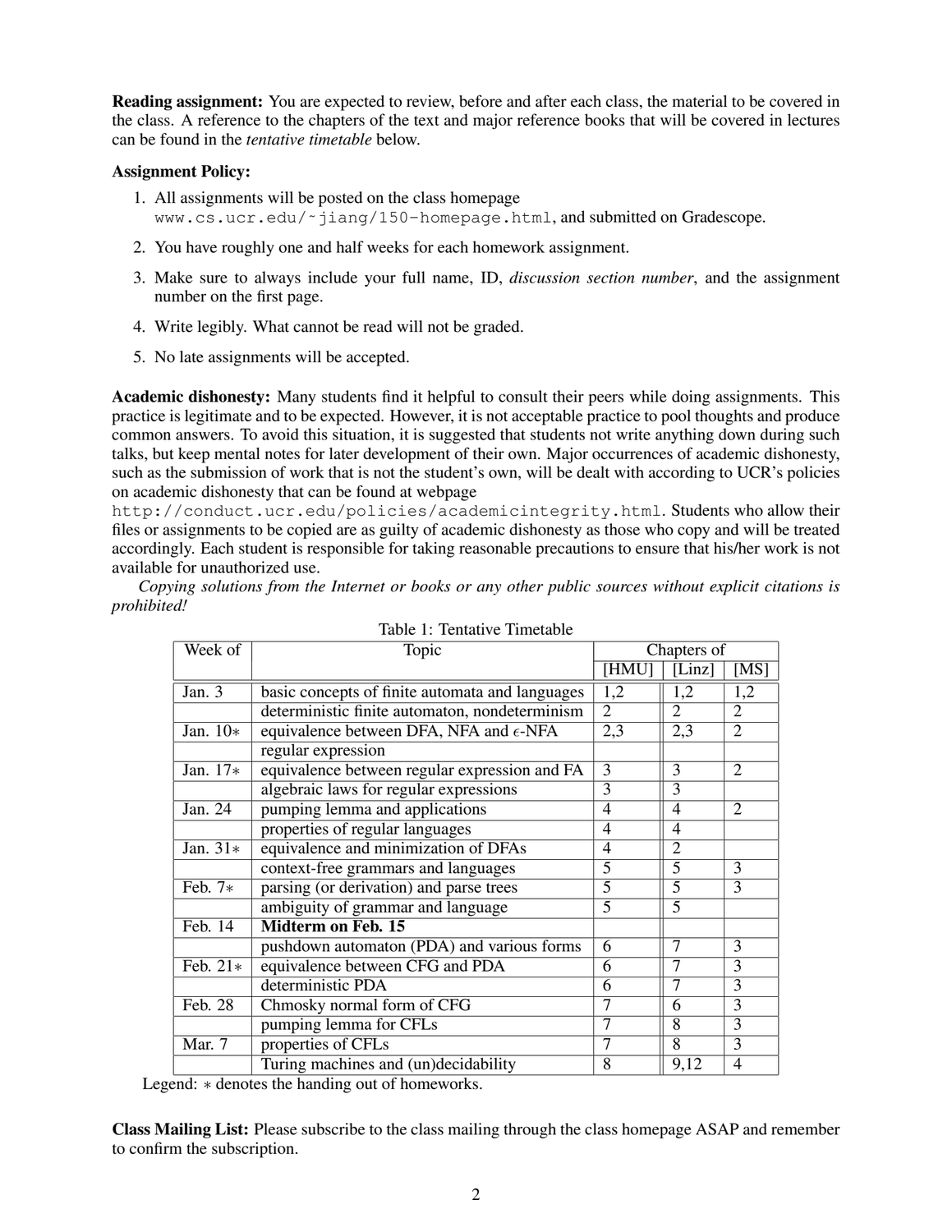**Reading assignment:** You are expected to review, before and after each class, the material to be covered in the class. A reference to the chapters of the text and major reference books that will be covered in lectures can be found in the *tentative timetable* below.

**Assignment Policy:**

1. All assignments will be posted on the class homepage `www.cs.ucr.edu/~jiang/150-homepage.html`, and submitted on Gradescope.
2. You have roughly one and half weeks for each homework assignment.
3. Make sure to always include your full name, ID, *discussion section number*, and the assignment number on the first page.
4. Write legibly. What cannot be read will not be graded.
5. No late assignments will be accepted.

**Academic dishonesty:** Many students find it helpful to consult their peers while doing assignments. This practice is legitimate and to be expected. However, it is not acceptable practice to pool thoughts and produce common answers. To avoid this situation, it is suggested that students not write anything down during such talks, but keep mental notes for later development of their own. Major occurrences of academic dishonesty, such as the submission of work that is not the student's own, will be dealt with according to UCR's policies on academic dishonesty that can be found at webpage `http://conduct.ucr.edu/policies/academicintegrity.html`. Students who allow their files or assignments to be copied are as guilty of academic dishonesty as those who copy and will be treated accordingly. Each student is responsible for taking reasonable precautions to ensure that his/her work is not available for unauthorized use.

*Copying solutions from the Internet or books or any other public sources without explicit citations is prohibited!*

Table 1: Tentative Timetable

| Week of | Topic | Chapters of | | |
|---|---|---|---|---|
| | | [HMU] | [Linz] | [MS] |
| Jan. 3 | basic concepts of finite automata and languages | 1,2 | 1,2 | 1,2 |
| | deterministic finite automaton, nondeterminism | 2 | 2 | 2 |
| Jan. 10* | equivalence between DFA, NFA and $\epsilon$-NFA | 2,3 | 2,3 | 2 |
| | regular expression | | | |
| Jan. 17* | equivalence between regular expression and FA | 3 | 3 | 2 |
| | algebraic laws for regular expressions | 3 | 3 | |
| Jan. 24 | pumping lemma and applications | 4 | 4 | 2 |
| | properties of regular languages | 4 | 4 | |
| Jan. 31* | equivalence and minimization of DFAs | 4 | 2 | |
| | context-free grammars and languages | 5 | 5 | 3 |
| Feb. 7* | parsing (or derivation) and parse trees | 5 | 5 | 3 |
| | ambiguity of grammar and language | 5 | 5 | |
| Feb. 14 | **Midterm on Feb. 15** | | | |
| | pushdown automaton (PDA) and various forms | 6 | 7 | 3 |
| Feb. 21* | equivalence between CFG and PDA | 6 | 7 | 3 |
| | deterministic PDA | 6 | 7 | 3 |
| Feb. 28 | Chmosky normal form of CFG | 7 | 6 | 3 |
| | pumping lemma for CFLs | 7 | 8 | 3 |
| Mar. 7 | properties of CFLs | 7 | 8 | 3 |
| | Turing machines and (un)decidability | 8 | 9,12 | 4 |

Legend: * denotes the handing out of homeworks.

**Class Mailing List:** Please subscribe to the class mailing through the class homepage ASAP and remember to confirm the subscription.